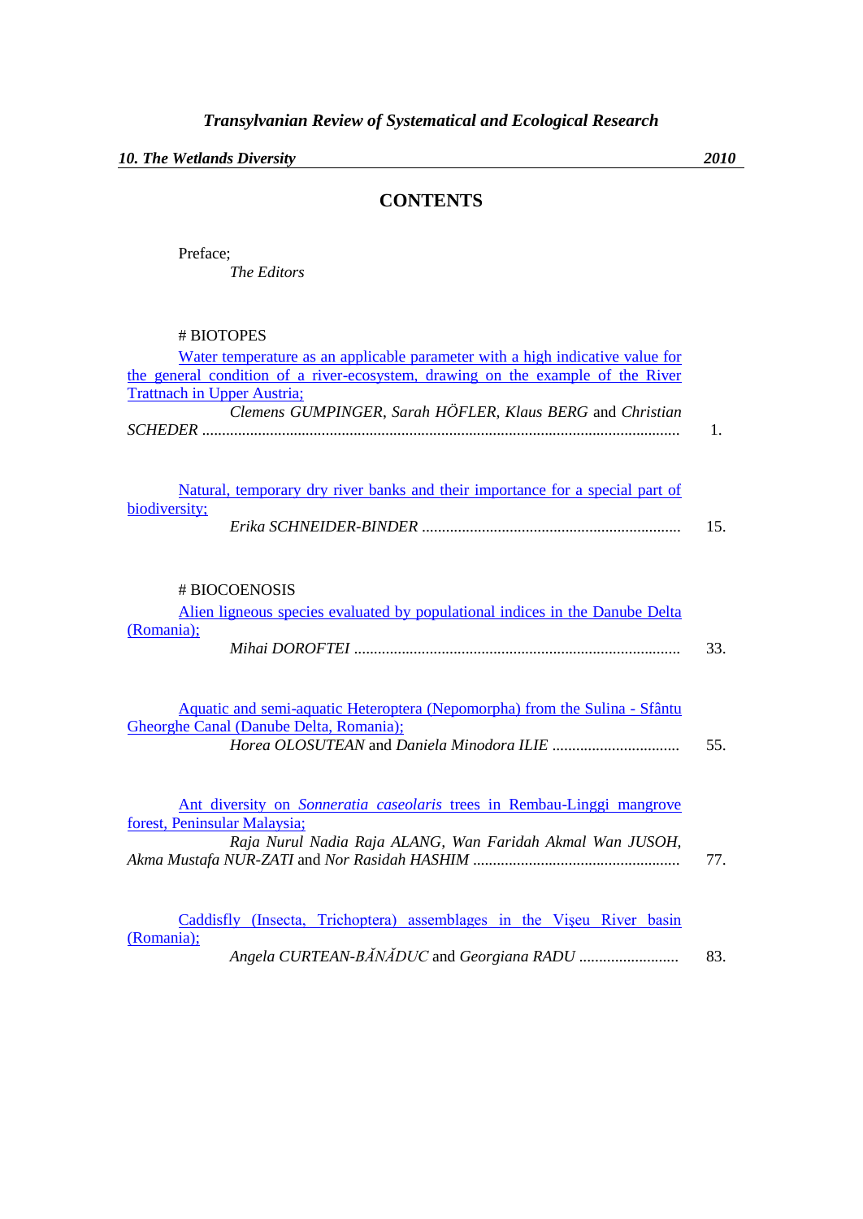*Transylvanian Review of Systematical and Ecological Research*

***10. The Wetlands Diversity*** ***2010***

## CONTENTS

Preface;
*The Editors*

# BIOTOPES

Water temperature as an applicable parameter with a high indicative value for the general condition of a river-ecosystem, drawing on the example of the River Trattnach in Upper Austria;
*Clemens GUMPINGER*, *Sarah HÖFLER*, *Klaus BERG* and *Christian SCHEDER* ...................................................................................................................... 1.

Natural, temporary dry river banks and their importance for a special part of biodiversity;
*Erika SCHNEIDER-BINDER* ................................................................ 15.

# BIOCOENOSIS

Alien ligneous species evaluated by populational indices in the Danube Delta (Romania);
*Mihai DOROFTEI* ................................................................................. 33.

Aquatic and semi-aquatic Heteroptera (Nepomorpha) from the Sulina - Sfântu Gheorghe Canal (Danube Delta, Romania);
*Horea OLOSUTEAN* and *Daniela Minodora ILIE* ................................ 55.

Ant diversity on *Sonneratia caseolaris* trees in Rembau-Linggi mangrove forest, Peninsular Malaysia;
*Raja Nurul Nadia Raja ALANG*, *Wan Faridah Akmal Wan JUSOH*, *Akma Mustafa NUR-ZATI* and *Nor Rasidah HASHIM* .................................................... 77.

Caddisfly (Insecta, Trichoptera) assemblages in the Vişeu River basin (Romania);
*Angela CURTEAN-BĂNĂDUC* and *Georgiana RADU* ......................... 83.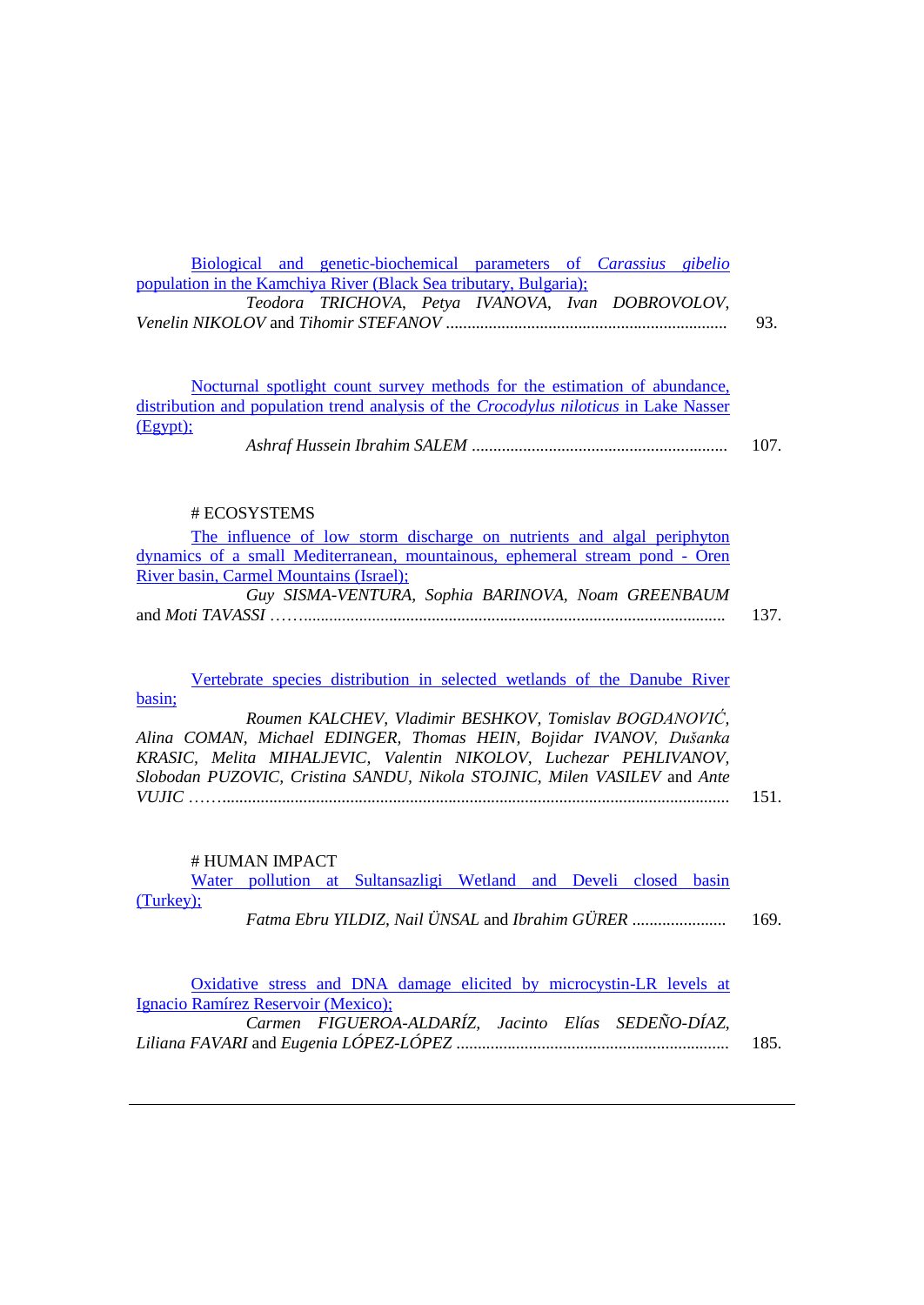Biological and genetic-biochemical parameters of *Carassius gibelio* population in the Kamchiya River (Black Sea tributary, Bulgaria);
*Teodora TRICHOVA*, *Petya IVANOVA*, *Ivan DOBROVOLOV*, *Venelin NIKOLOV* and *Tihomir STEFANOV* .................................................................. 93.

Nocturnal spotlight count survey methods for the estimation of abundance, distribution and population trend analysis of the *Crocodylus niloticus* in Lake Nasser (Egypt);
*Ashraf Hussein Ibrahim SALEM* ............................................................ 107.

# ECOSYSTEMS

The influence of low storm discharge on nutrients and algal periphyton dynamics of a small Mediterranean, mountainous, ephemeral stream pond - Oren River basin, Carmel Mountains (Israel);
*Guy SISMA-VENTURA*, *Sophia BARINOVA*, *Noam GREENBAUM* and *Moti TAVASSI* ……........................................................................................... 137.

Vertebrate species distribution in selected wetlands of the Danube River basin;
*Roumen KALCHEV*, *Vladimir BESHKOV*, *Tomislav BOGDANOVIĆ*, *Alina COMAN*, *Michael EDINGER*, *Thomas HEIN*, *Bojidar IVANOV*, *Dušanka KRASIC*, *Melita MIHALJEVIC*, *Valentin NIKOLOV*, *Luchezar PEHLIVANOV*, *Slobodan PUZOVIC*, *Cristina SANDU*, *Nikola STOJNIC*, *Milen VASILEV* and *Ante VUJIC* ……....................................................................................................... 151.

# HUMAN IMPACT

Water pollution at Sultansazligi Wetland and Develi closed basin (Turkey);
*Fatma Ebru YILDIZ*, *Nail ÜNSAL* and *Ibrahim GÜRER* ...................... 169.

Oxidative stress and DNA damage elicited by microcystin-LR levels at Ignacio Ramírez Reservoir (Mexico);
*Carmen FIGUEROA-ALDARÍZ*, *Jacinto Elías SEDEÑO-DÍAZ*, *Liliana FAVARI* and *Eugenia LÓPEZ-LÓPEZ* ................................................................ 185.